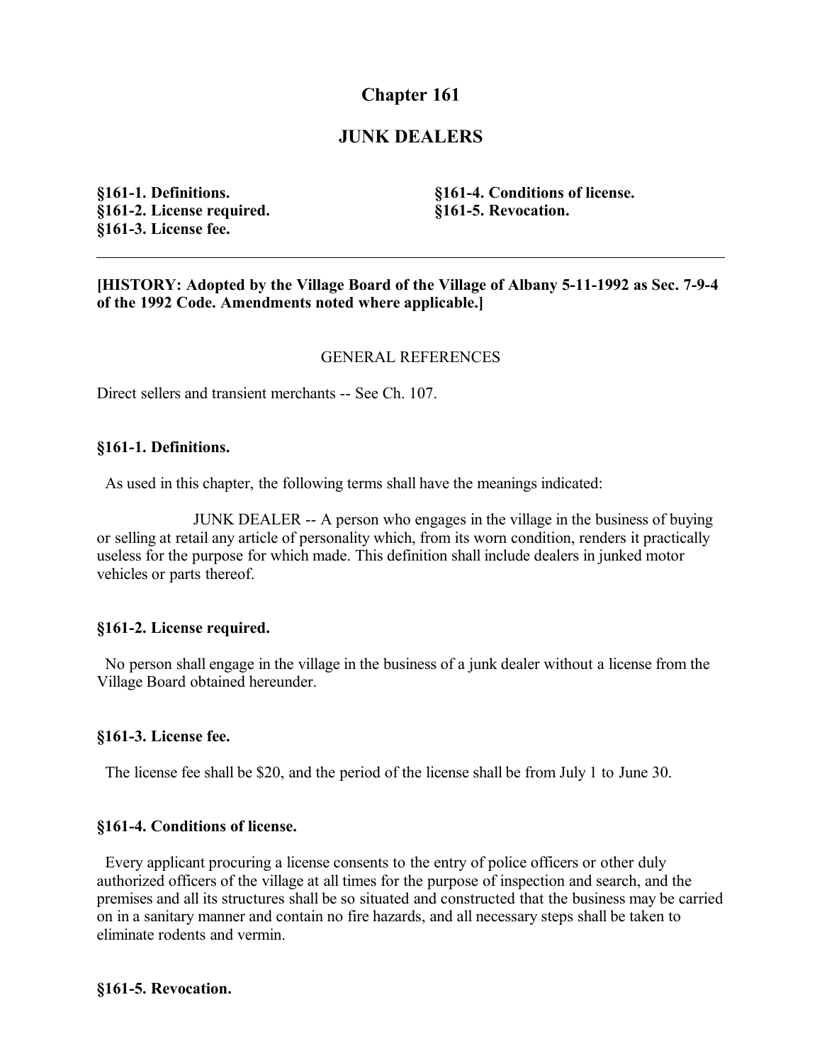# Chapter 161

## JUNK DEALERS

**§161-1. Definitions.**
**§161-2. License required.**
**§161-3. License fee.**
**§161-4. Conditions of license.**
**§161-5. Revocation.**

---

**[HISTORY: Adopted by the Village Board of the Village of Albany 5-11-1992 as Sec. 7-9-4 of the 1992 Code. Amendments noted where applicable.]**

GENERAL REFERENCES

Direct sellers and transient merchants -- See Ch. 107.

### §161-1. Definitions.

As used in this chapter, the following terms shall have the meanings indicated:

JUNK DEALER -- A person who engages in the village in the business of buying or selling at retail any article of personality which, from its worn condition, renders it practically useless for the purpose for which made. This definition shall include dealers in junked motor vehicles or parts thereof.

### §161-2. License required.

No person shall engage in the village in the business of a junk dealer without a license from the Village Board obtained hereunder.

### §161-3. License fee.

The license fee shall be $20, and the period of the license shall be from July 1 to June 30.

### §161-4. Conditions of license.

Every applicant procuring a license consents to the entry of police officers or other duly authorized officers of the village at all times for the purpose of inspection and search, and the premises and all its structures shall be so situated and constructed that the business may be carried on in a sanitary manner and contain no fire hazards, and all necessary steps shall be taken to eliminate rodents and vermin.

### §161-5. Revocation.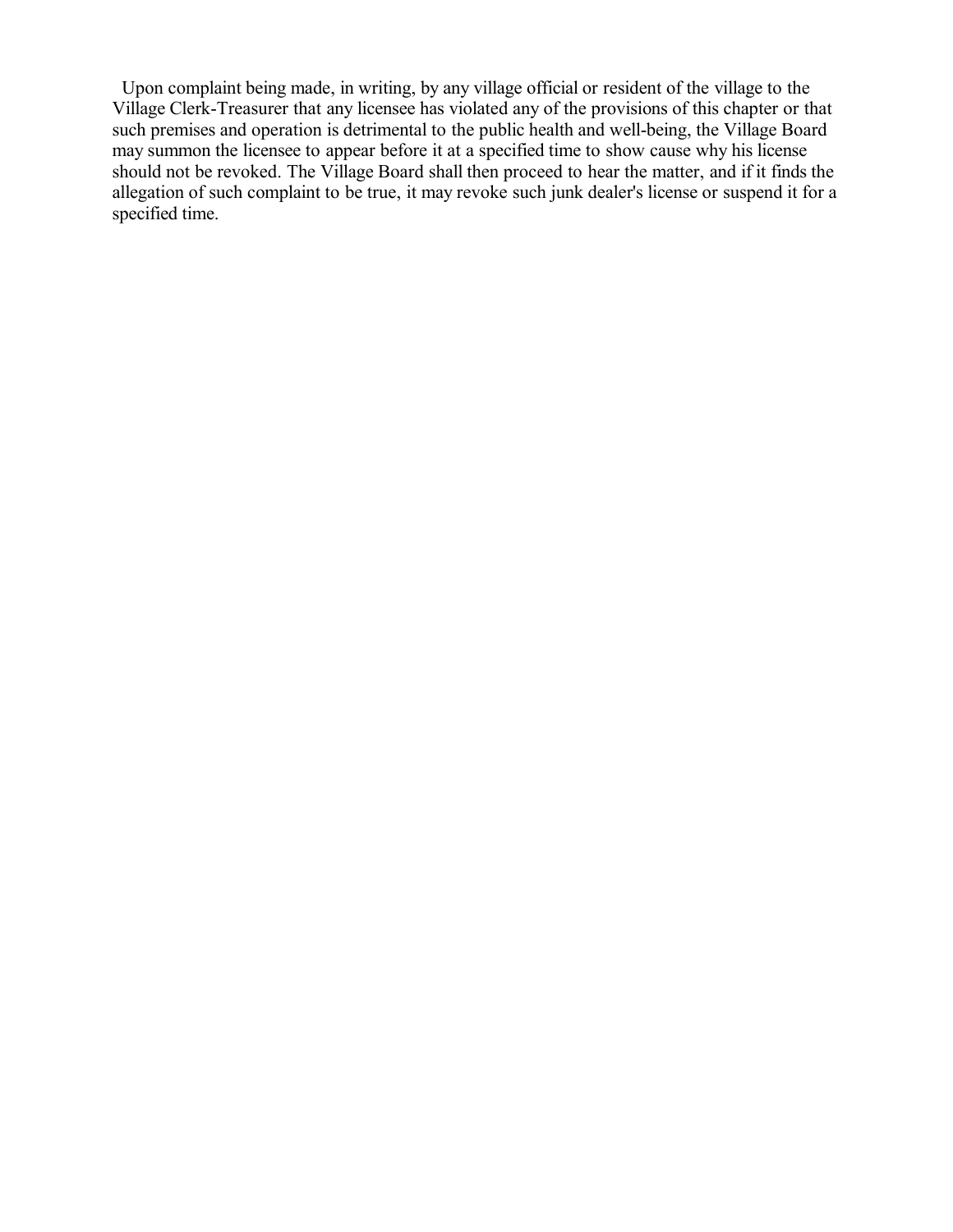Upon complaint being made, in writing, by any village official or resident of the village to the Village Clerk-Treasurer that any licensee has violated any of the provisions of this chapter or that such premises and operation is detrimental to the public health and well-being, the Village Board may summon the licensee to appear before it at a specified time to show cause why his license should not be revoked. The Village Board shall then proceed to hear the matter, and if it finds the allegation of such complaint to be true, it may revoke such junk dealer's license or suspend it for a specified time.